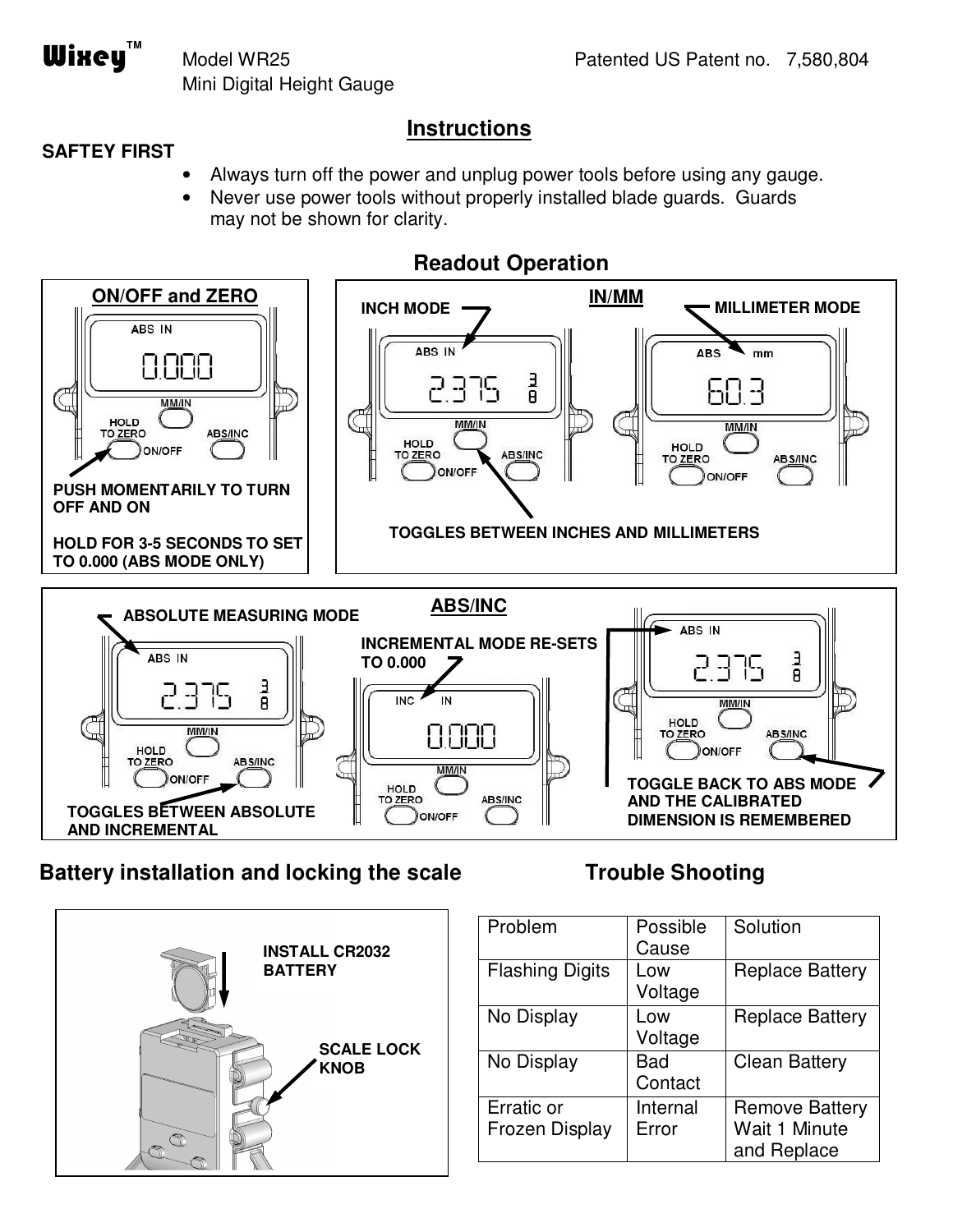**Wixey™** Model WR25 Mini Digital Height Gauge — Patented US Patent no. 7,580,804

# Instructions

**SAFTEY FIRST**

- Always turn off the power and unplug power tools before using any gauge.
- Never use power tools without properly installed blade guards. Guards may not be shown for clarity.

## Readout Operation

### ON/OFF and ZERO

ABS IN 0.000

MM/IN

HOLD TO ZERO ON/OFF

ABS/INC

**PUSH MOMENTARILY TO TURN OFF AND ON**

**HOLD FOR 3-5 SECONDS TO SET TO 0.000 (ABS MODE ONLY)**

### IN/MM

**INCH MODE**

ABS IN 2.375 3/8

**MILLIMETER MODE**

ABS mm 60.3

**TOGGLES BETWEEN INCHES AND MILLIMETERS**

### ABS/INC

**ABSOLUTE MEASURING MODE**

ABS IN 2.375 3/8

**TOGGLES BETWEEN ABSOLUTE AND INCREMENTAL**

**INCREMENTAL MODE RE-SETS TO 0.000**

INC IN 0.000

ABS IN 2.375 3/8

**TOGGLE BACK TO ABS MODE AND THE CALIBRATED DIMENSION IS REMEMBERED**

## Battery installation and locking the scale

**INSTALL CR2032 BATTERY**

**SCALE LOCK KNOB**

## Trouble Shooting

| Problem | Possible Cause | Solution |
|---|---|---|
| Flashing Digits | Low Voltage | Replace Battery |
| No Display | Low Voltage | Replace Battery |
| No Display | Bad Contact | Clean Battery |
| Erratic or Frozen Display | Internal Error | Remove Battery Wait 1 Minute and Replace |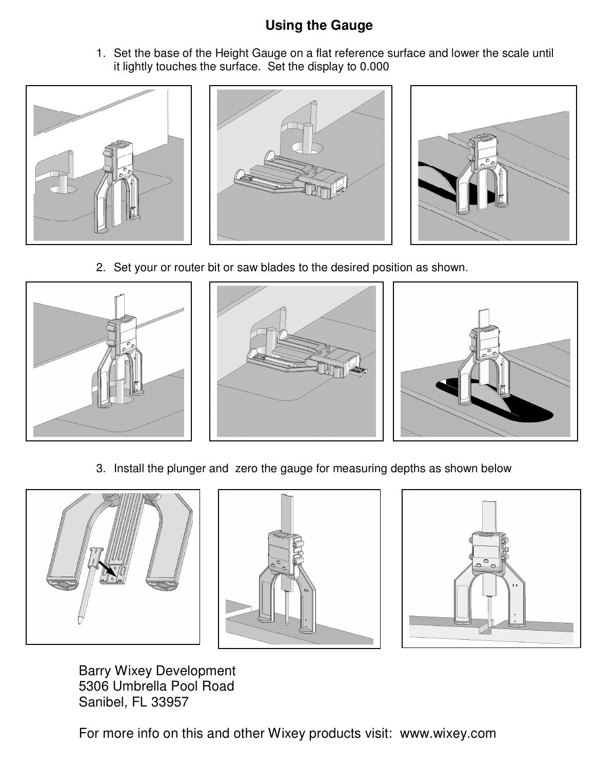## Using the Gauge

1. Set the base of the Height Gauge on a flat reference surface and lower the scale until it lightly touches the surface. Set the display to 0.000

2. Set your or router bit or saw blades to the desired position as shown.

3. Install the plunger and zero the gauge for measuring depths as shown below

Barry Wixey Development
5306 Umbrella Pool Road
Sanibel, FL 33957

For more info on this and other Wixey products visit: www.wixey.com